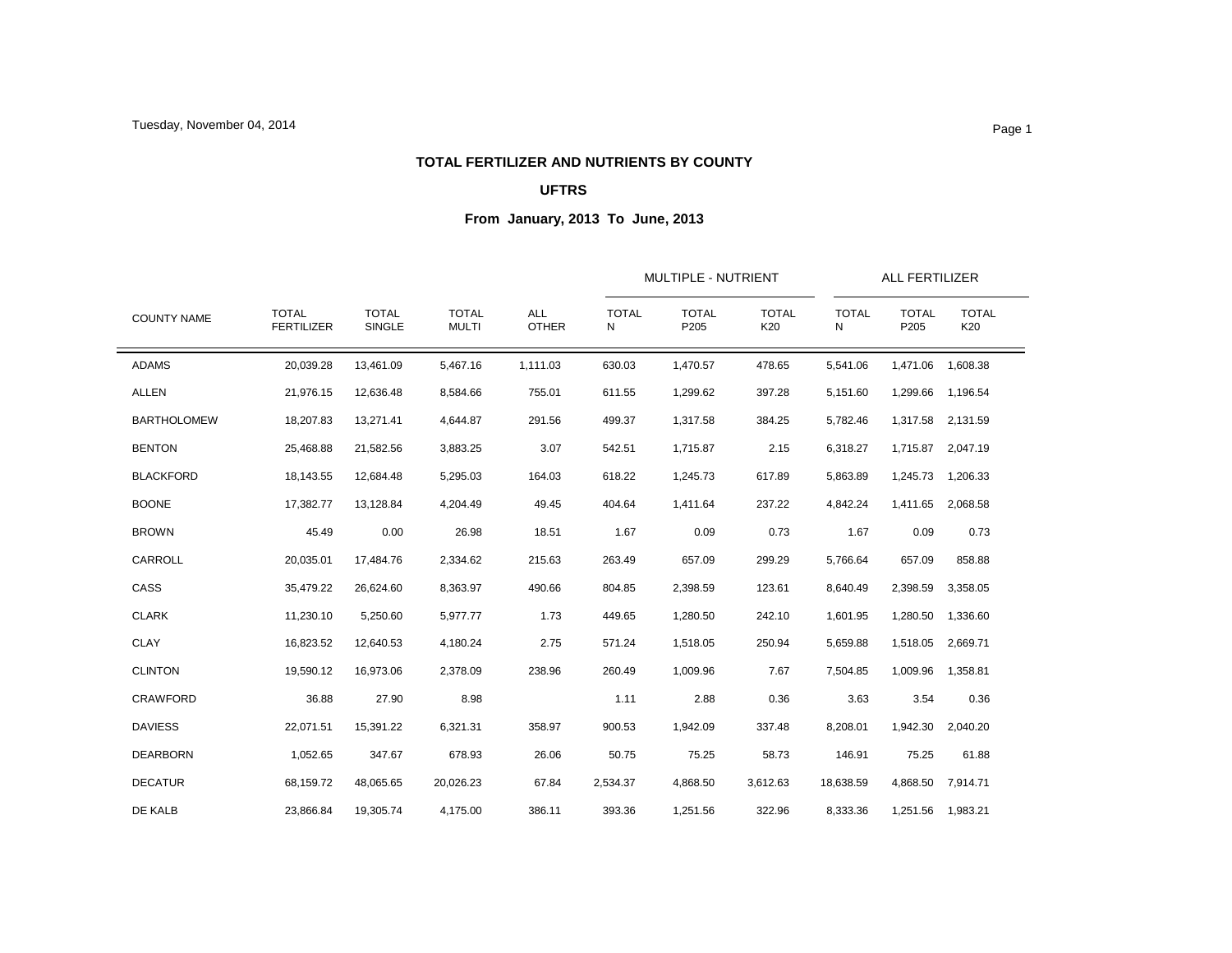Tuesday, November 04, 2014

**TOTAL FERTILIZER AND NUTRIENTS BY COUNTY**

**UFTRS**

**From January, 2013 To June, 2013**

| COUNTY NAME | TOTAL FERTILIZER | TOTAL SINGLE | TOTAL MULTI | ALL OTHER | MULTIPLE - NUTRIENT | | | ALL FERTILIZER | | |
|---|---|---|---|---|---|---|---|---|---|---|
| | | | | | TOTAL N | TOTAL P205 | TOTAL K20 | TOTAL N | TOTAL P205 | TOTAL K20 |
| ADAMS | 20,039.28 | 13,461.09 | 5,467.16 | 1,111.03 | 630.03 | 1,470.57 | 478.65 | 5,541.06 | 1,471.06 | 1,608.38 |
| ALLEN | 21,976.15 | 12,636.48 | 8,584.66 | 755.01 | 611.55 | 1,299.62 | 397.28 | 5,151.60 | 1,299.66 | 1,196.54 |
| BARTHOLOMEW | 18,207.83 | 13,271.41 | 4,644.87 | 291.56 | 499.37 | 1,317.58 | 384.25 | 5,782.46 | 1,317.58 | 2,131.59 |
| BENTON | 25,468.88 | 21,582.56 | 3,883.25 | 3.07 | 542.51 | 1,715.87 | 2.15 | 6,318.27 | 1,715.87 | 2,047.19 |
| BLACKFORD | 18,143.55 | 12,684.48 | 5,295.03 | 164.03 | 618.22 | 1,245.73 | 617.89 | 5,863.89 | 1,245.73 | 1,206.33 |
| BOONE | 17,382.77 | 13,128.84 | 4,204.49 | 49.45 | 404.64 | 1,411.64 | 237.22 | 4,842.24 | 1,411.65 | 2,068.58 |
| BROWN | 45.49 | 0.00 | 26.98 | 18.51 | 1.67 | 0.09 | 0.73 | 1.67 | 0.09 | 0.73 |
| CARROLL | 20,035.01 | 17,484.76 | 2,334.62 | 215.63 | 263.49 | 657.09 | 299.29 | 5,766.64 | 657.09 | 858.88 |
| CASS | 35,479.22 | 26,624.60 | 8,363.97 | 490.66 | 804.85 | 2,398.59 | 123.61 | 8,640.49 | 2,398.59 | 3,358.05 |
| CLARK | 11,230.10 | 5,250.60 | 5,977.77 | 1.73 | 449.65 | 1,280.50 | 242.10 | 1,601.95 | 1,280.50 | 1,336.60 |
| CLAY | 16,823.52 | 12,640.53 | 4,180.24 | 2.75 | 571.24 | 1,518.05 | 250.94 | 5,659.88 | 1,518.05 | 2,669.71 |
| CLINTON | 19,590.12 | 16,973.06 | 2,378.09 | 238.96 | 260.49 | 1,009.96 | 7.67 | 7,504.85 | 1,009.96 | 1,358.81 |
| CRAWFORD | 36.88 | 27.90 | 8.98 | | 1.11 | 2.88 | 0.36 | 3.63 | 3.54 | 0.36 |
| DAVIESS | 22,071.51 | 15,391.22 | 6,321.31 | 358.97 | 900.53 | 1,942.09 | 337.48 | 8,208.01 | 1,942.30 | 2,040.20 |
| DEARBORN | 1,052.65 | 347.67 | 678.93 | 26.06 | 50.75 | 75.25 | 58.73 | 146.91 | 75.25 | 61.88 |
| DECATUR | 68,159.72 | 48,065.65 | 20,026.23 | 67.84 | 2,534.37 | 4,868.50 | 3,612.63 | 18,638.59 | 4,868.50 | 7,914.71 |
| DE KALB | 23,866.84 | 19,305.74 | 4,175.00 | 386.11 | 393.36 | 1,251.56 | 322.96 | 8,333.36 | 1,251.56 | 1,983.21 |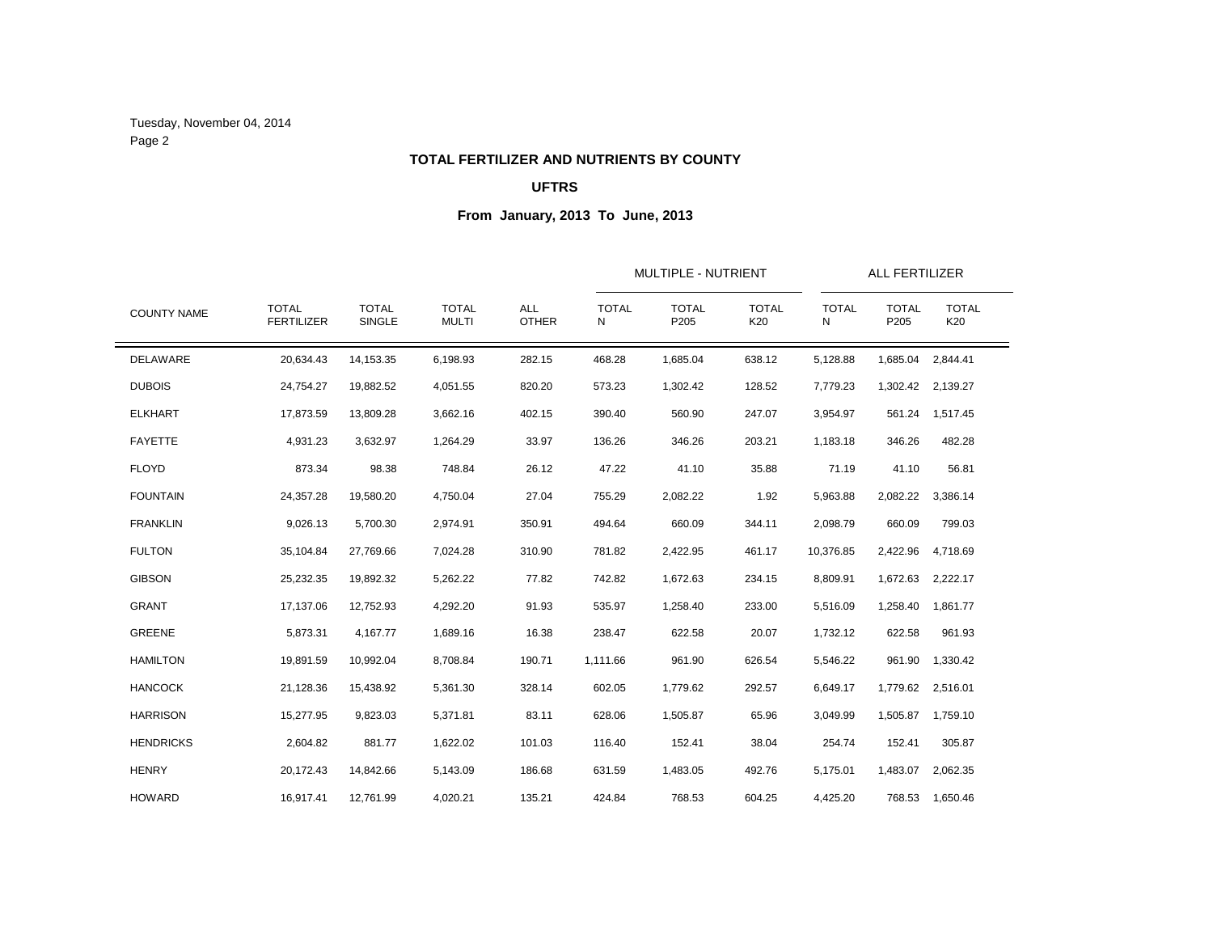Tuesday, November 04, 2014

**TOTAL FERTILIZER AND NUTRIENTS BY COUNTY**

**UFTRS**

**From January, 2013 To June, 2013**

| COUNTY NAME | TOTAL FERTILIZER | TOTAL SINGLE | TOTAL MULTI | ALL OTHER | MULTIPLE - NUTRIENT | | | ALL FERTILIZER | | |
|---|---|---|---|---|---|---|---|---|---|---|
| | | | | | TOTAL N | TOTAL P205 | TOTAL K20 | TOTAL N | TOTAL P205 | TOTAL K20 |
| DELAWARE | 20,634.43 | 14,153.35 | 6,198.93 | 282.15 | 468.28 | 1,685.04 | 638.12 | 5,128.88 | 1,685.04 | 2,844.41 |
| DUBOIS | 24,754.27 | 19,882.52 | 4,051.55 | 820.20 | 573.23 | 1,302.42 | 128.52 | 7,779.23 | 1,302.42 | 2,139.27 |
| ELKHART | 17,873.59 | 13,809.28 | 3,662.16 | 402.15 | 390.40 | 560.90 | 247.07 | 3,954.97 | 561.24 | 1,517.45 |
| FAYETTE | 4,931.23 | 3,632.97 | 1,264.29 | 33.97 | 136.26 | 346.26 | 203.21 | 1,183.18 | 346.26 | 482.28 |
| FLOYD | 873.34 | 98.38 | 748.84 | 26.12 | 47.22 | 41.10 | 35.88 | 71.19 | 41.10 | 56.81 |
| FOUNTAIN | 24,357.28 | 19,580.20 | 4,750.04 | 27.04 | 755.29 | 2,082.22 | 1.92 | 5,963.88 | 2,082.22 | 3,386.14 |
| FRANKLIN | 9,026.13 | 5,700.30 | 2,974.91 | 350.91 | 494.64 | 660.09 | 344.11 | 2,098.79 | 660.09 | 799.03 |
| FULTON | 35,104.84 | 27,769.66 | 7,024.28 | 310.90 | 781.82 | 2,422.95 | 461.17 | 10,376.85 | 2,422.96 | 4,718.69 |
| GIBSON | 25,232.35 | 19,892.32 | 5,262.22 | 77.82 | 742.82 | 1,672.63 | 234.15 | 8,809.91 | 1,672.63 | 2,222.17 |
| GRANT | 17,137.06 | 12,752.93 | 4,292.20 | 91.93 | 535.97 | 1,258.40 | 233.00 | 5,516.09 | 1,258.40 | 1,861.77 |
| GREENE | 5,873.31 | 4,167.77 | 1,689.16 | 16.38 | 238.47 | 622.58 | 20.07 | 1,732.12 | 622.58 | 961.93 |
| HAMILTON | 19,891.59 | 10,992.04 | 8,708.84 | 190.71 | 1,111.66 | 961.90 | 626.54 | 5,546.22 | 961.90 | 1,330.42 |
| HANCOCK | 21,128.36 | 15,438.92 | 5,361.30 | 328.14 | 602.05 | 1,779.62 | 292.57 | 6,649.17 | 1,779.62 | 2,516.01 |
| HARRISON | 15,277.95 | 9,823.03 | 5,371.81 | 83.11 | 628.06 | 1,505.87 | 65.96 | 3,049.99 | 1,505.87 | 1,759.10 |
| HENDRICKS | 2,604.82 | 881.77 | 1,622.02 | 101.03 | 116.40 | 152.41 | 38.04 | 254.74 | 152.41 | 305.87 |
| HENRY | 20,172.43 | 14,842.66 | 5,143.09 | 186.68 | 631.59 | 1,483.05 | 492.76 | 5,175.01 | 1,483.07 | 2,062.35 |
| HOWARD | 16,917.41 | 12,761.99 | 4,020.21 | 135.21 | 424.84 | 768.53 | 604.25 | 4,425.20 | 768.53 | 1,650.46 |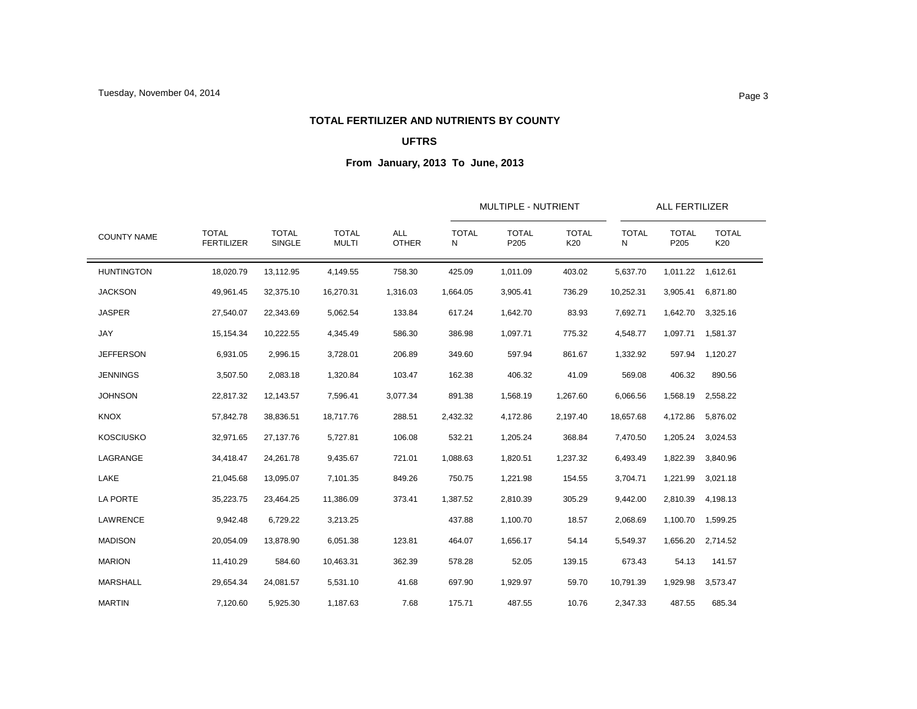## TOTAL FERTILIZER AND NUTRIENTS BY COUNTY

### UFTRS

### From January, 2013 To June, 2013

| COUNTY NAME | TOTAL FERTILIZER | TOTAL SINGLE | TOTAL MULTI | ALL OTHER | MULTIPLE - NUTRIENT | | | ALL FERTILIZER | | |
|---|---|---|---|---|---|---|---|---|---|---|
| | | | | | TOTAL N | TOTAL P205 | TOTAL K20 | TOTAL N | TOTAL P205 | TOTAL K20 |
| HUNTINGTON | 18,020.79 | 13,112.95 | 4,149.55 | 758.30 | 425.09 | 1,011.09 | 403.02 | 5,637.70 | 1,011.22 | 1,612.61 |
| JACKSON | 49,961.45 | 32,375.10 | 16,270.31 | 1,316.03 | 1,664.05 | 3,905.41 | 736.29 | 10,252.31 | 3,905.41 | 6,871.80 |
| JASPER | 27,540.07 | 22,343.69 | 5,062.54 | 133.84 | 617.24 | 1,642.70 | 83.93 | 7,692.71 | 1,642.70 | 3,325.16 |
| JAY | 15,154.34 | 10,222.55 | 4,345.49 | 586.30 | 386.98 | 1,097.71 | 775.32 | 4,548.77 | 1,097.71 | 1,581.37 |
| JEFFERSON | 6,931.05 | 2,996.15 | 3,728.01 | 206.89 | 349.60 | 597.94 | 861.67 | 1,332.92 | 597.94 | 1,120.27 |
| JENNINGS | 3,507.50 | 2,083.18 | 1,320.84 | 103.47 | 162.38 | 406.32 | 41.09 | 569.08 | 406.32 | 890.56 |
| JOHNSON | 22,817.32 | 12,143.57 | 7,596.41 | 3,077.34 | 891.38 | 1,568.19 | 1,267.60 | 6,066.56 | 1,568.19 | 2,558.22 |
| KNOX | 57,842.78 | 38,836.51 | 18,717.76 | 288.51 | 2,432.32 | 4,172.86 | 2,197.40 | 18,657.68 | 4,172.86 | 5,876.02 |
| KOSCIUSKO | 32,971.65 | 27,137.76 | 5,727.81 | 106.08 | 532.21 | 1,205.24 | 368.84 | 7,470.50 | 1,205.24 | 3,024.53 |
| LAGRANGE | 34,418.47 | 24,261.78 | 9,435.67 | 721.01 | 1,088.63 | 1,820.51 | 1,237.32 | 6,493.49 | 1,822.39 | 3,840.96 |
| LAKE | 21,045.68 | 13,095.07 | 7,101.35 | 849.26 | 750.75 | 1,221.98 | 154.55 | 3,704.71 | 1,221.99 | 3,021.18 |
| LA PORTE | 35,223.75 | 23,464.25 | 11,386.09 | 373.41 | 1,387.52 | 2,810.39 | 305.29 | 9,442.00 | 2,810.39 | 4,198.13 |
| LAWRENCE | 9,942.48 | 6,729.22 | 3,213.25 | | 437.88 | 1,100.70 | 18.57 | 2,068.69 | 1,100.70 | 1,599.25 |
| MADISON | 20,054.09 | 13,878.90 | 6,051.38 | 123.81 | 464.07 | 1,656.17 | 54.14 | 5,549.37 | 1,656.20 | 2,714.52 |
| MARION | 11,410.29 | 584.60 | 10,463.31 | 362.39 | 578.28 | 52.05 | 139.15 | 673.43 | 54.13 | 141.57 |
| MARSHALL | 29,654.34 | 24,081.57 | 5,531.10 | 41.68 | 697.90 | 1,929.97 | 59.70 | 10,791.39 | 1,929.98 | 3,573.47 |
| MARTIN | 7,120.60 | 5,925.30 | 1,187.63 | 7.68 | 175.71 | 487.55 | 10.76 | 2,347.33 | 487.55 | 685.34 |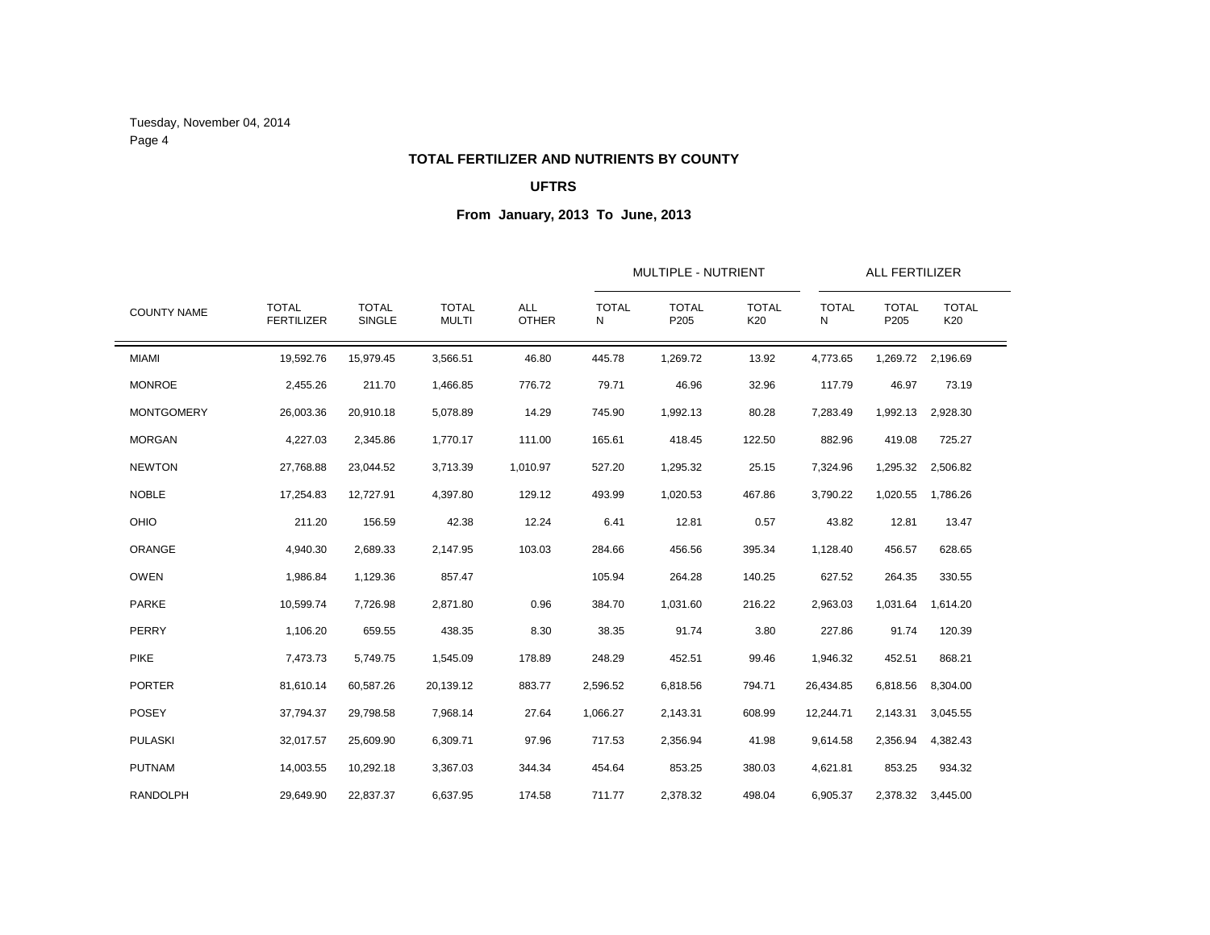Tuesday, November 04, 2014

## TOTAL FERTILIZER AND NUTRIENTS BY COUNTY

### UFTRS

### From January, 2013 To June, 2013

| | | | | | MULTIPLE - NUTRIENT | | | ALL FERTILIZER | | |
|---|---|---|---|---|---|---|---|---|---|---|
| COUNTY NAME | TOTAL FERTILIZER | TOTAL SINGLE | TOTAL MULTI | ALL OTHER | TOTAL N | TOTAL P205 | TOTAL K20 | TOTAL N | TOTAL P205 | TOTAL K20 |
| MIAMI | 19,592.76 | 15,979.45 | 3,566.51 | 46.80 | 445.78 | 1,269.72 | 13.92 | 4,773.65 | 1,269.72 | 2,196.69 |
| MONROE | 2,455.26 | 211.70 | 1,466.85 | 776.72 | 79.71 | 46.96 | 32.96 | 117.79 | 46.97 | 73.19 |
| MONTGOMERY | 26,003.36 | 20,910.18 | 5,078.89 | 14.29 | 745.90 | 1,992.13 | 80.28 | 7,283.49 | 1,992.13 | 2,928.30 |
| MORGAN | 4,227.03 | 2,345.86 | 1,770.17 | 111.00 | 165.61 | 418.45 | 122.50 | 882.96 | 419.08 | 725.27 |
| NEWTON | 27,768.88 | 23,044.52 | 3,713.39 | 1,010.97 | 527.20 | 1,295.32 | 25.15 | 7,324.96 | 1,295.32 | 2,506.82 |
| NOBLE | 17,254.83 | 12,727.91 | 4,397.80 | 129.12 | 493.99 | 1,020.53 | 467.86 | 3,790.22 | 1,020.55 | 1,786.26 |
| OHIO | 211.20 | 156.59 | 42.38 | 12.24 | 6.41 | 12.81 | 0.57 | 43.82 | 12.81 | 13.47 |
| ORANGE | 4,940.30 | 2,689.33 | 2,147.95 | 103.03 | 284.66 | 456.56 | 395.34 | 1,128.40 | 456.57 | 628.65 |
| OWEN | 1,986.84 | 1,129.36 | 857.47 | | 105.94 | 264.28 | 140.25 | 627.52 | 264.35 | 330.55 |
| PARKE | 10,599.74 | 7,726.98 | 2,871.80 | 0.96 | 384.70 | 1,031.60 | 216.22 | 2,963.03 | 1,031.64 | 1,614.20 |
| PERRY | 1,106.20 | 659.55 | 438.35 | 8.30 | 38.35 | 91.74 | 3.80 | 227.86 | 91.74 | 120.39 |
| PIKE | 7,473.73 | 5,749.75 | 1,545.09 | 178.89 | 248.29 | 452.51 | 99.46 | 1,946.32 | 452.51 | 868.21 |
| PORTER | 81,610.14 | 60,587.26 | 20,139.12 | 883.77 | 2,596.52 | 6,818.56 | 794.71 | 26,434.85 | 6,818.56 | 8,304.00 |
| POSEY | 37,794.37 | 29,798.58 | 7,968.14 | 27.64 | 1,066.27 | 2,143.31 | 608.99 | 12,244.71 | 2,143.31 | 3,045.55 |
| PULASKI | 32,017.57 | 25,609.90 | 6,309.71 | 97.96 | 717.53 | 2,356.94 | 41.98 | 9,614.58 | 2,356.94 | 4,382.43 |
| PUTNAM | 14,003.55 | 10,292.18 | 3,367.03 | 344.34 | 454.64 | 853.25 | 380.03 | 4,621.81 | 853.25 | 934.32 |
| RANDOLPH | 29,649.90 | 22,837.37 | 6,637.95 | 174.58 | 711.77 | 2,378.32 | 498.04 | 6,905.37 | 2,378.32 | 3,445.00 |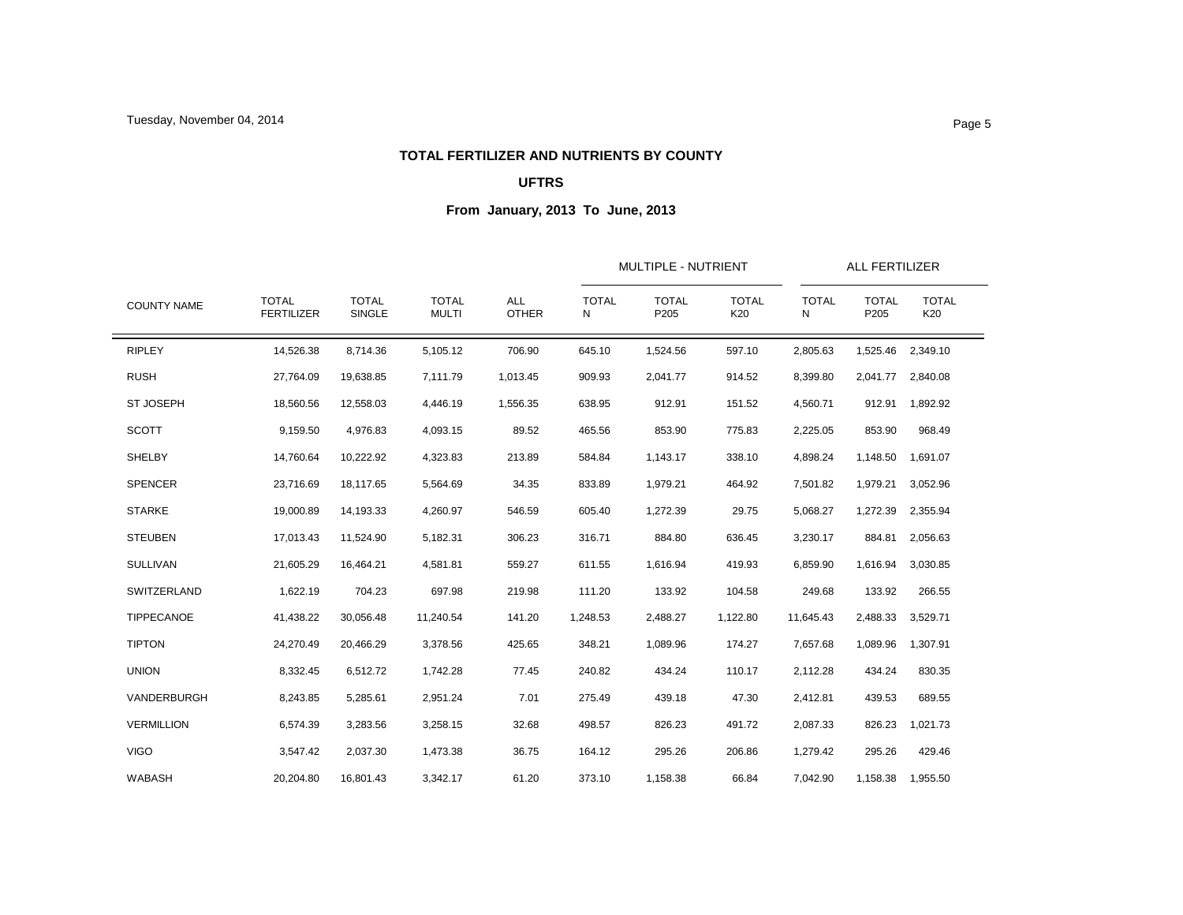**TOTAL FERTILIZER AND NUTRIENTS BY COUNTY**

**UFTRS**

**From January, 2013 To June, 2013**

| | | | | | MULTIPLE - NUTRIENT | | | ALL FERTILIZER | | |
|---|---|---|---|---|---|---|---|---|---|---|
| COUNTY NAME | TOTAL FERTILIZER | TOTAL SINGLE | TOTAL MULTI | ALL OTHER | TOTAL N | TOTAL P205 | TOTAL K20 | TOTAL N | TOTAL P205 | TOTAL K20 |
| RIPLEY | 14,526.38 | 8,714.36 | 5,105.12 | 706.90 | 645.10 | 1,524.56 | 597.10 | 2,805.63 | 1,525.46 | 2,349.10 |
| RUSH | 27,764.09 | 19,638.85 | 7,111.79 | 1,013.45 | 909.93 | 2,041.77 | 914.52 | 8,399.80 | 2,041.77 | 2,840.08 |
| ST JOSEPH | 18,560.56 | 12,558.03 | 4,446.19 | 1,556.35 | 638.95 | 912.91 | 151.52 | 4,560.71 | 912.91 | 1,892.92 |
| SCOTT | 9,159.50 | 4,976.83 | 4,093.15 | 89.52 | 465.56 | 853.90 | 775.83 | 2,225.05 | 853.90 | 968.49 |
| SHELBY | 14,760.64 | 10,222.92 | 4,323.83 | 213.89 | 584.84 | 1,143.17 | 338.10 | 4,898.24 | 1,148.50 | 1,691.07 |
| SPENCER | 23,716.69 | 18,117.65 | 5,564.69 | 34.35 | 833.89 | 1,979.21 | 464.92 | 7,501.82 | 1,979.21 | 3,052.96 |
| STARKE | 19,000.89 | 14,193.33 | 4,260.97 | 546.59 | 605.40 | 1,272.39 | 29.75 | 5,068.27 | 1,272.39 | 2,355.94 |
| STEUBEN | 17,013.43 | 11,524.90 | 5,182.31 | 306.23 | 316.71 | 884.80 | 636.45 | 3,230.17 | 884.81 | 2,056.63 |
| SULLIVAN | 21,605.29 | 16,464.21 | 4,581.81 | 559.27 | 611.55 | 1,616.94 | 419.93 | 6,859.90 | 1,616.94 | 3,030.85 |
| SWITZERLAND | 1,622.19 | 704.23 | 697.98 | 219.98 | 111.20 | 133.92 | 104.58 | 249.68 | 133.92 | 266.55 |
| TIPPECANOE | 41,438.22 | 30,056.48 | 11,240.54 | 141.20 | 1,248.53 | 2,488.27 | 1,122.80 | 11,645.43 | 2,488.33 | 3,529.71 |
| TIPTON | 24,270.49 | 20,466.29 | 3,378.56 | 425.65 | 348.21 | 1,089.96 | 174.27 | 7,657.68 | 1,089.96 | 1,307.91 |
| UNION | 8,332.45 | 6,512.72 | 1,742.28 | 77.45 | 240.82 | 434.24 | 110.17 | 2,112.28 | 434.24 | 830.35 |
| VANDERBURGH | 8,243.85 | 5,285.61 | 2,951.24 | 7.01 | 275.49 | 439.18 | 47.30 | 2,412.81 | 439.53 | 689.55 |
| VERMILLION | 6,574.39 | 3,283.56 | 3,258.15 | 32.68 | 498.57 | 826.23 | 491.72 | 2,087.33 | 826.23 | 1,021.73 |
| VIGO | 3,547.42 | 2,037.30 | 1,473.38 | 36.75 | 164.12 | 295.26 | 206.86 | 1,279.42 | 295.26 | 429.46 |
| WABASH | 20,204.80 | 16,801.43 | 3,342.17 | 61.20 | 373.10 | 1,158.38 | 66.84 | 7,042.90 | 1,158.38 | 1,955.50 |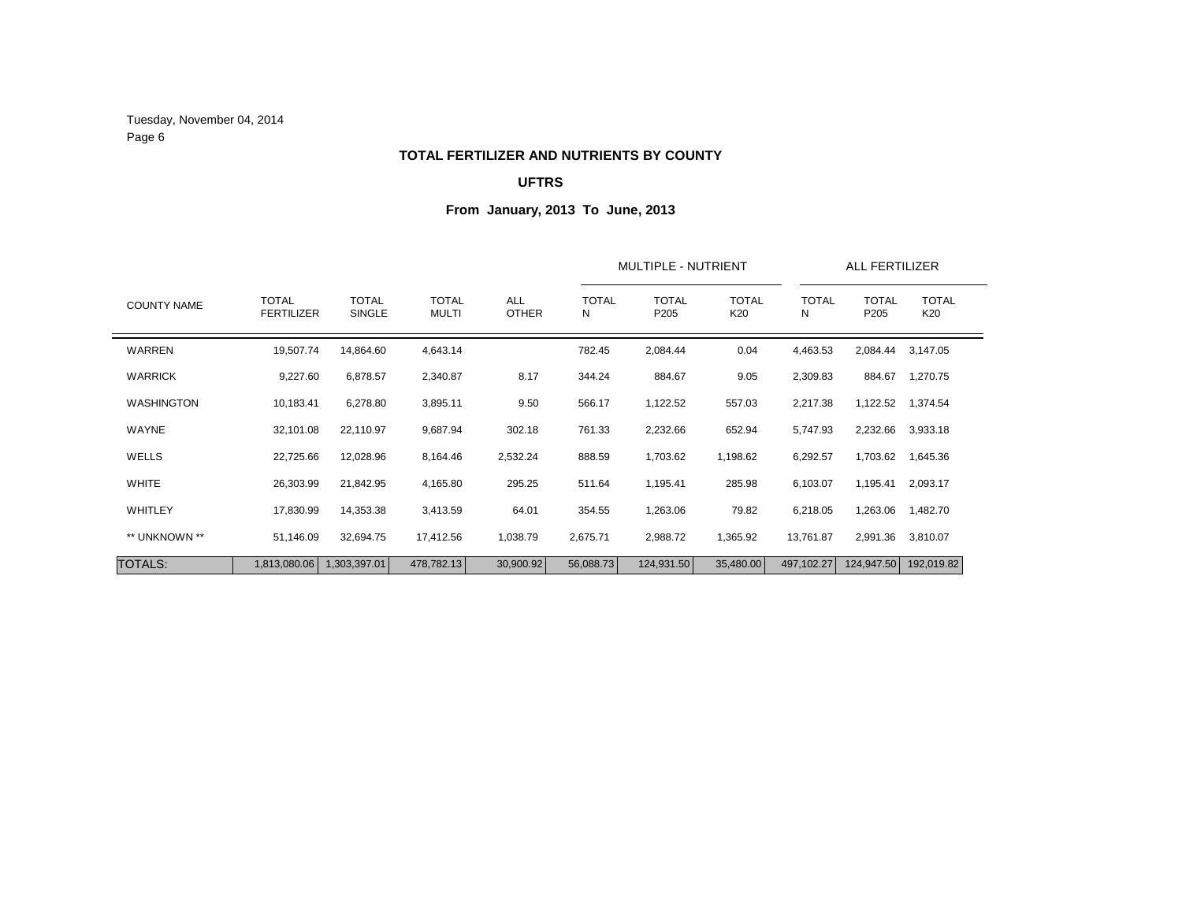Tuesday, November 04, 2014

**TOTAL FERTILIZER AND NUTRIENTS BY COUNTY**

**UFTRS**

**From January, 2013 To June, 2013**

| | | | | | MULTIPLE - NUTRIENT | | | ALL FERTILIZER | | |
|---|---|---|---|---|---|---|---|---|---|---|
| COUNTY NAME | TOTAL FERTILIZER | TOTAL SINGLE | TOTAL MULTI | ALL OTHER | TOTAL N | TOTAL P205 | TOTAL K20 | TOTAL N | TOTAL P205 | TOTAL K20 |
| WARREN | 19,507.74 | 14,864.60 | 4,643.14 | | 782.45 | 2,084.44 | 0.04 | 4,463.53 | 2,084.44 | 3,147.05 |
| WARRICK | 9,227.60 | 6,878.57 | 2,340.87 | 8.17 | 344.24 | 884.67 | 9.05 | 2,309.83 | 884.67 | 1,270.75 |
| WASHINGTON | 10,183.41 | 6,278.80 | 3,895.11 | 9.50 | 566.17 | 1,122.52 | 557.03 | 2,217.38 | 1,122.52 | 1,374.54 |
| WAYNE | 32,101.08 | 22,110.97 | 9,687.94 | 302.18 | 761.33 | 2,232.66 | 652.94 | 5,747.93 | 2,232.66 | 3,933.18 |
| WELLS | 22,725.66 | 12,028.96 | 8,164.46 | 2,532.24 | 888.59 | 1,703.62 | 1,198.62 | 6,292.57 | 1,703.62 | 1,645.36 |
| WHITE | 26,303.99 | 21,842.95 | 4,165.80 | 295.25 | 511.64 | 1,195.41 | 285.98 | 6,103.07 | 1,195.41 | 2,093.17 |
| WHITLEY | 17,830.99 | 14,353.38 | 3,413.59 | 64.01 | 354.55 | 1,263.06 | 79.82 | 6,218.05 | 1,263.06 | 1,482.70 |
| ** UNKNOWN ** | 51,146.09 | 32,694.75 | 17,412.56 | 1,038.79 | 2,675.71 | 2,988.72 | 1,365.92 | 13,761.87 | 2,991.36 | 3,810.07 |
| TOTALS: | 1,813,080.06 | 1,303,397.01 | 478,782.13 | 30,900.92 | 56,088.73 | 124,931.50 | 35,480.00 | 497,102.27 | 124,947.50 | 192,019.82 |